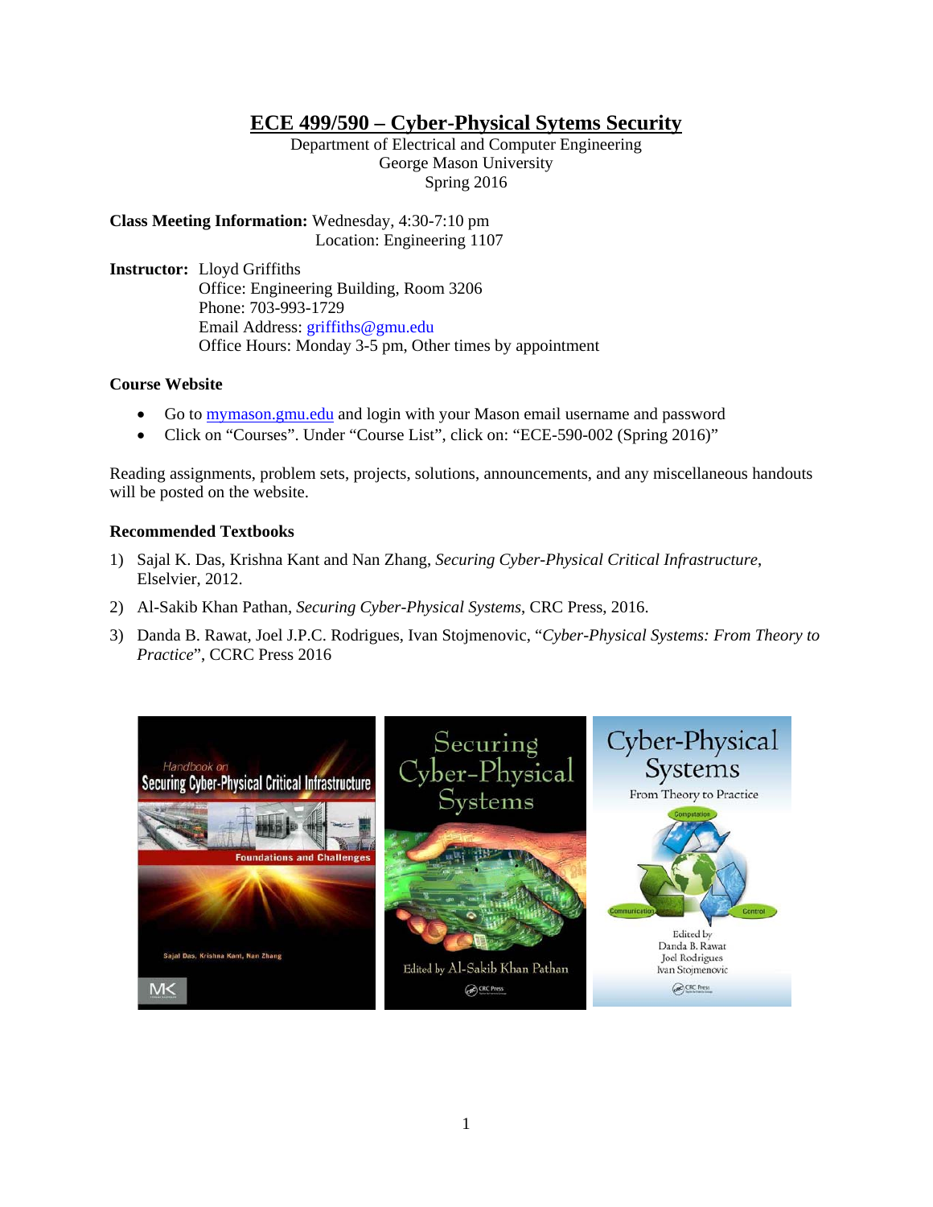# ECE 499/590 – Cyber-Physical Sytems Security

Department of Electrical and Computer Engineering
George Mason University
Spring 2016

**Class Meeting Information:** Wednesday, 4:30-7:10 pm
Location: Engineering 1107

**Instructor:** Lloyd Griffiths
Office: Engineering Building, Room 3206
Phone: 703-993-1729
Email Address: griffiths@gmu.edu
Office Hours: Monday 3-5 pm, Other times by appointment

### Course Website

- Go to mymason.gmu.edu and login with your Mason email username and password
- Click on "Courses". Under "Course List", click on: "ECE-590-002 (Spring 2016)"

Reading assignments, problem sets, projects, solutions, announcements, and any miscellaneous handouts will be posted on the website.

### Recommended Textbooks

1) Sajal K. Das, Krishna Kant and Nan Zhang, *Securing Cyber-Physical Critical Infrastructure*, Elselvier, 2012.
2) Al-Sakib Khan Pathan, *Securing Cyber-Physical Systems*, CRC Press, 2016.
3) Danda B. Rawat, Joel J.P.C. Rodrigues, Ivan Stojmenovic, "*Cyber-Physical Systems: From Theory to Practice*", CCRC Press 2016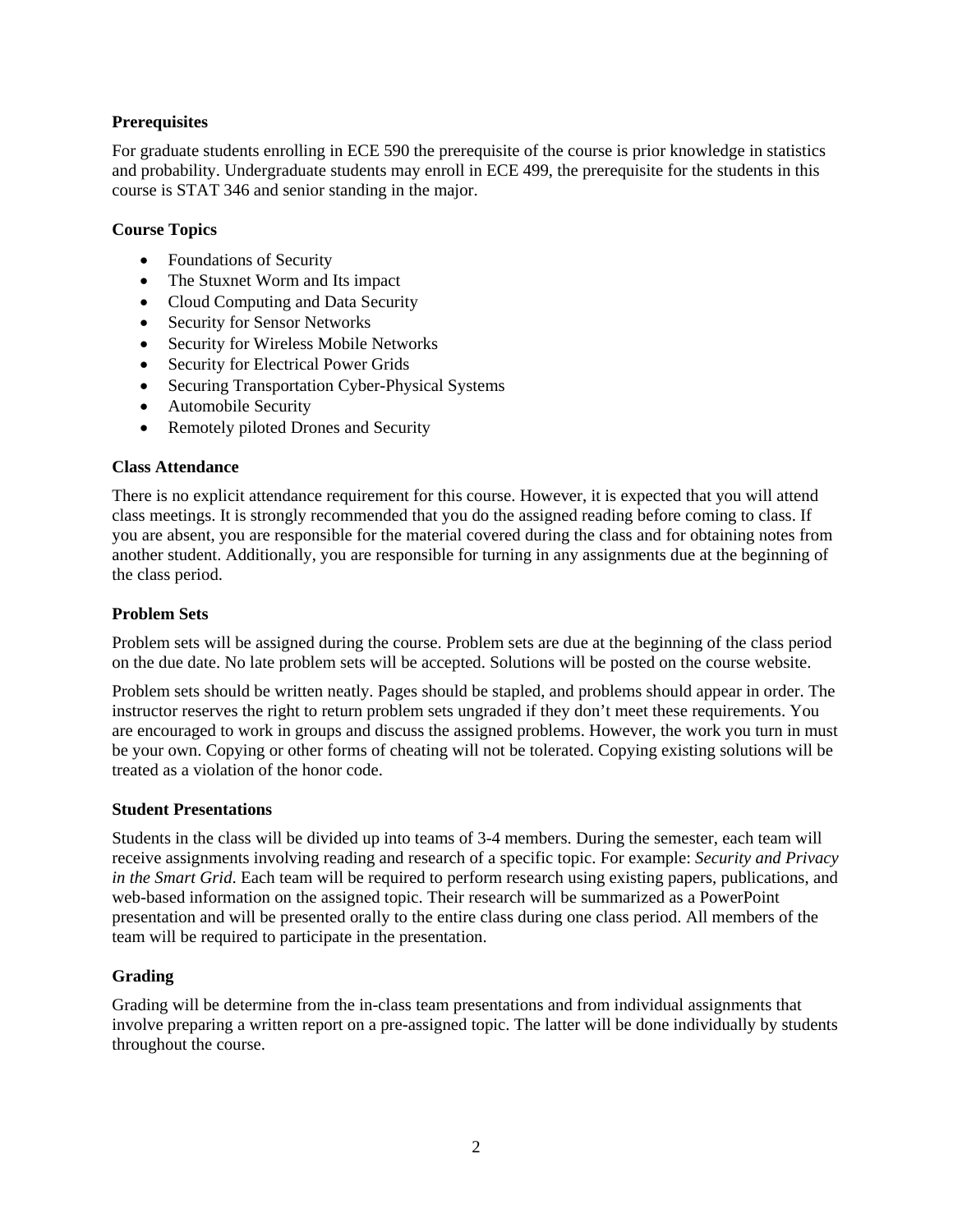**Prerequisites**

For graduate students enrolling in ECE 590 the prerequisite of the course is prior knowledge in statistics and probability. Undergraduate students may enroll in ECE 499, the prerequisite for the students in this course is STAT 346 and senior standing in the major.

**Course Topics**

- Foundations of Security
- The Stuxnet Worm and Its impact
- Cloud Computing and Data Security
- Security for Sensor Networks
- Security for Wireless Mobile Networks
- Security for Electrical Power Grids
- Securing Transportation Cyber-Physical Systems
- Automobile Security
- Remotely piloted Drones and Security

**Class Attendance**

There is no explicit attendance requirement for this course. However, it is expected that you will attend class meetings. It is strongly recommended that you do the assigned reading before coming to class. If you are absent, you are responsible for the material covered during the class and for obtaining notes from another student. Additionally, you are responsible for turning in any assignments due at the beginning of the class period.

**Problem Sets**

Problem sets will be assigned during the course. Problem sets are due at the beginning of the class period on the due date. No late problem sets will be accepted. Solutions will be posted on the course website.

Problem sets should be written neatly. Pages should be stapled, and problems should appear in order. The instructor reserves the right to return problem sets ungraded if they don't meet these requirements. You are encouraged to work in groups and discuss the assigned problems. However, the work you turn in must be your own. Copying or other forms of cheating will not be tolerated. Copying existing solutions will be treated as a violation of the honor code.

**Student Presentations**

Students in the class will be divided up into teams of 3-4 members. During the semester, each team will receive assignments involving reading and research of a specific topic. For example: *Security and Privacy in the Smart Grid*. Each team will be required to perform research using existing papers, publications, and web-based information on the assigned topic. Their research will be summarized as a PowerPoint presentation and will be presented orally to the entire class during one class period. All members of the team will be required to participate in the presentation.

**Grading**

Grading will be determine from the in-class team presentations and from individual assignments that involve preparing a written report on a pre-assigned topic. The latter will be done individually by students throughout the course.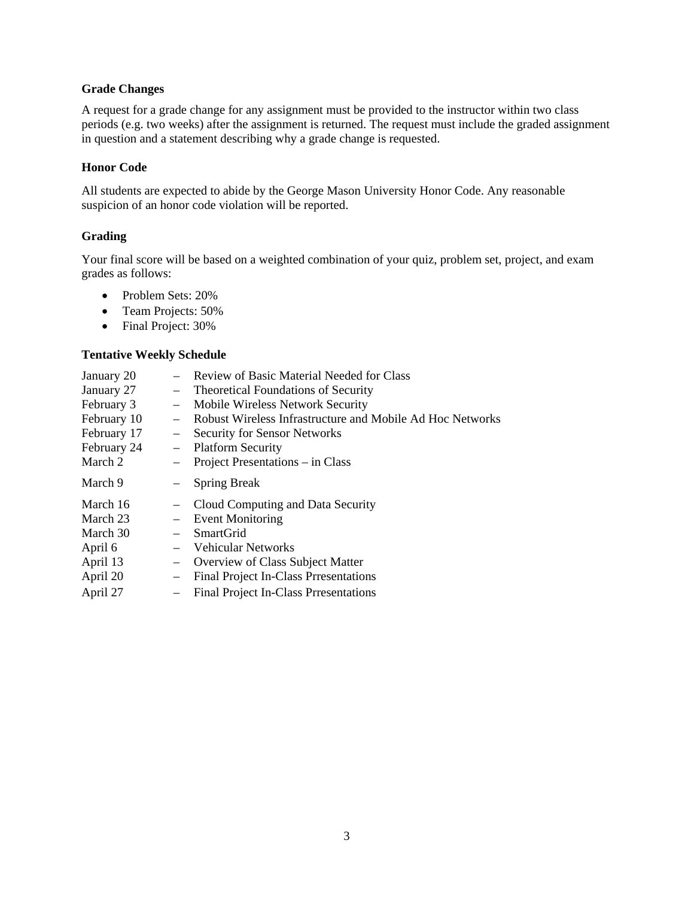### Grade Changes

A request for a grade change for any assignment must be provided to the instructor within two class periods (e.g. two weeks) after the assignment is returned. The request must include the graded assignment in question and a statement describing why a grade change is requested.

### Honor Code

All students are expected to abide by the George Mason University Honor Code. Any reasonable suspicion of an honor code violation will be reported.

### Grading

Your final score will be based on a weighted combination of your quiz, problem set, project, and exam grades as follows:

- Problem Sets: 20%
- Team Projects: 50%
- Final Project: 30%

### Tentative Weekly Schedule

| | | |
|---|---|---|
| January 20 | – | Review of Basic Material Needed for Class |
| January 27 | – | Theoretical Foundations of Security |
| February 3 | – | Mobile Wireless Network Security |
| February 10 | – | Robust Wireless Infrastructure and Mobile Ad Hoc Networks |
| February 17 | – | Security for Sensor Networks |
| February 24 | – | Platform Security |
| March 2 | – | Project Presentations – in Class |
| March 9 | – | Spring Break |
| March 16 | – | Cloud Computing and Data Security |
| March 23 | – | Event Monitoring |
| March 30 | – | SmartGrid |
| April 6 | – | Vehicular Networks |
| April 13 | – | Overview of Class Subject Matter |
| April 20 | – | Final Project In-Class Prresentations |
| April 27 | – | Final Project In-Class Prresentations |